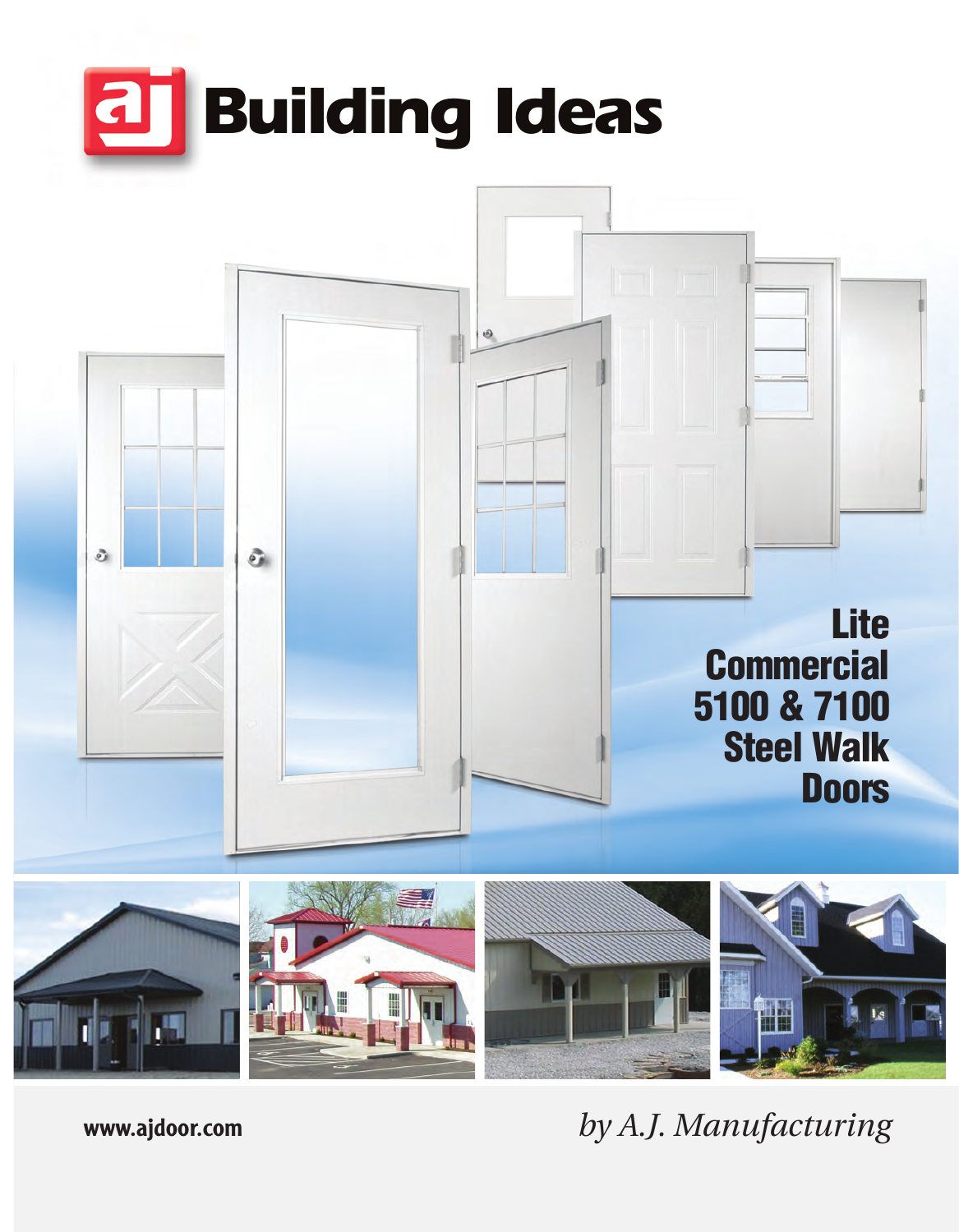# aj Building Ideas

## Lite Commercial 5100 & 7100 Steel Walk Doors

www.ajdoor.com

*by A.J. Manufacturing*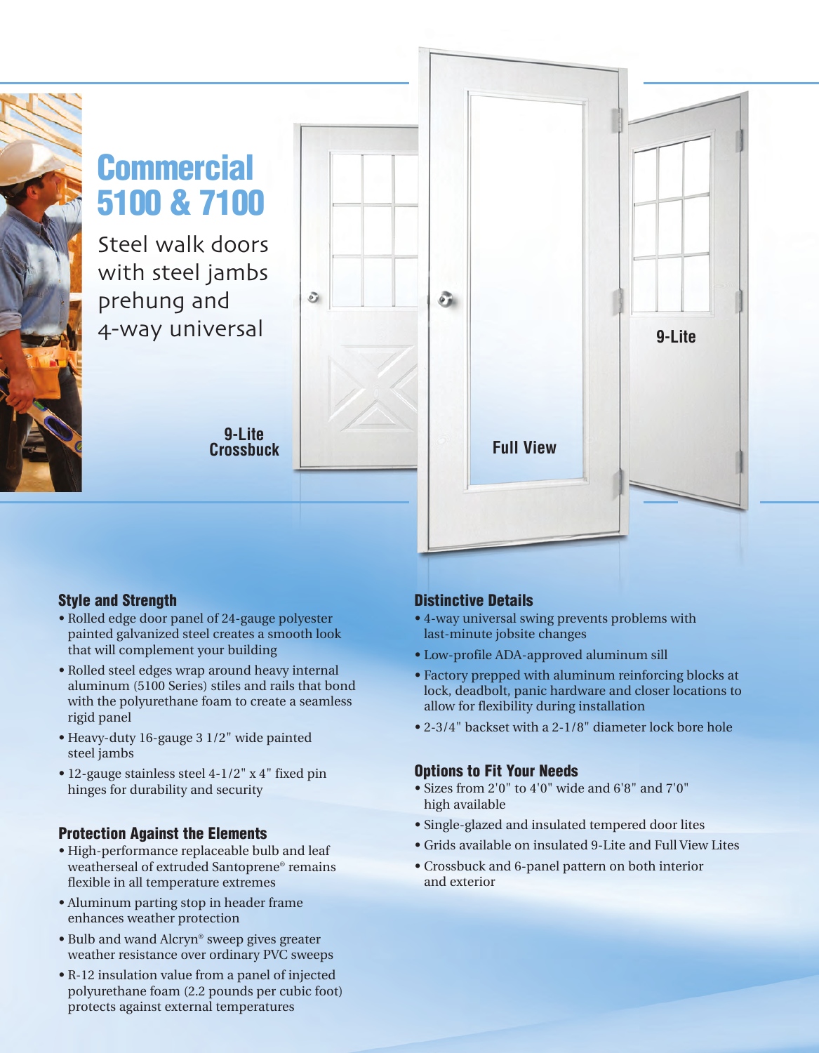# Commercial 5100 & 7100

Steel walk doors with steel jambs prehung and 4-way universal

9-Lite Crossbuck

Full View

9-Lite

### Style and Strength

- Rolled edge door panel of 24-gauge polyester painted galvanized steel creates a smooth look that will complement your building
- Rolled steel edges wrap around heavy internal aluminum (5100 Series) stiles and rails that bond with the polyurethane foam to create a seamless rigid panel
- Heavy-duty 16-gauge 3 1/2" wide painted steel jambs
- 12-gauge stainless steel 4-1/2" x 4" fixed pin hinges for durability and security

### Protection Against the Elements

- High-performance replaceable bulb and leaf weatherseal of extruded Santoprene® remains flexible in all temperature extremes
- Aluminum parting stop in header frame enhances weather protection
- Bulb and wand Alcryn® sweep gives greater weather resistance over ordinary PVC sweeps
- R-12 insulation value from a panel of injected polyurethane foam (2.2 pounds per cubic foot) protects against external temperatures

### Distinctive Details

- 4-way universal swing prevents problems with last-minute jobsite changes
- Low-profile ADA-approved aluminum sill
- Factory prepped with aluminum reinforcing blocks at lock, deadbolt, panic hardware and closer locations to allow for flexibility during installation
- 2-3/4" backset with a 2-1/8" diameter lock bore hole

### Options to Fit Your Needs

- Sizes from 2'0" to 4'0" wide and 6'8" and 7'0" high available
- Single-glazed and insulated tempered door lites
- Grids available on insulated 9-Lite and Full View Lites
- Crossbuck and 6-panel pattern on both interior and exterior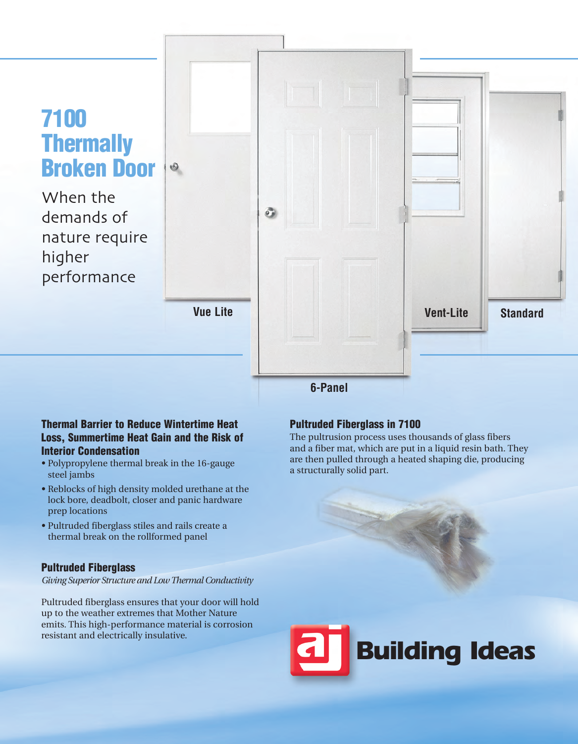# 7100 Thermally Broken Door

When the demands of nature require higher performance

Vue Lite

6-Panel

Vent-Lite

Standard

### Thermal Barrier to Reduce Wintertime Heat Loss, Summertime Heat Gain and the Risk of Interior Condensation

- Polypropylene thermal break in the 16-gauge steel jambs
- Reblocks of high density molded urethane at the lock bore, deadbolt, closer and panic hardware prep locations
- Pultruded fiberglass stiles and rails create a thermal break on the rollformed panel

### Pultruded Fiberglass

*Giving Superior Structure and Low Thermal Conductivity*

Pultruded fiberglass ensures that your door will hold up to the weather extremes that Mother Nature emits. This high-performance material is corrosion resistant and electrically insulative.

### Pultruded Fiberglass in 7100

The pultrusion process uses thousands of glass fibers and a fiber mat, which are put in a liquid resin bath. They are then pulled through a heated shaping die, producing a structurally solid part.

aj Building Ideas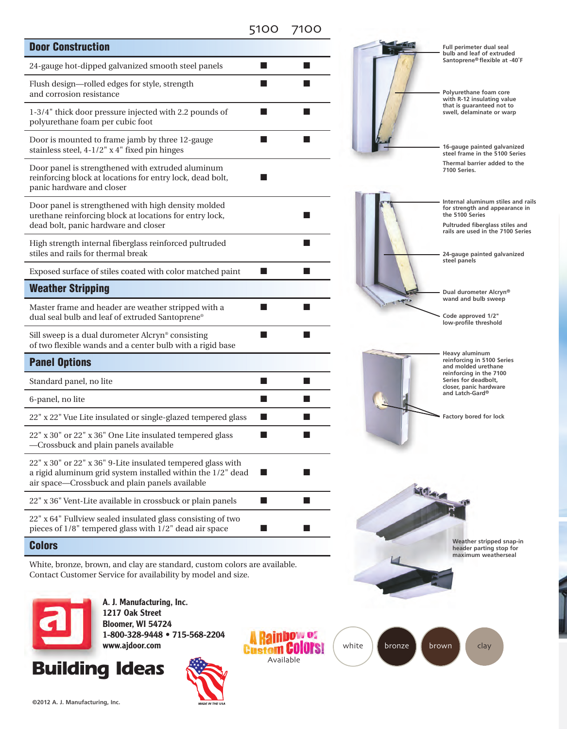| | 5100 | 7100 |
|---|---|---|
| **Door Construction** | | |
| 24-gauge hot-dipped galvanized smooth steel panels | ■ | ■ |
| Flush design—rolled edges for style, strength and corrosion resistance | ■ | ■ |
| 1-3/4" thick door pressure injected with 2.2 pounds of polyurethane foam per cubic foot | ■ | ■ |
| Door is mounted to frame jamb by three 12-gauge stainless steel, 4-1/2" x 4" fixed pin hinges | ■ | ■ |
| Door panel is strengthened with extruded aluminum reinforcing block at locations for entry lock, dead bolt, panic hardware and closer | ■ | |
| Door panel is strengthened with high density molded urethane reinforcing block at locations for entry lock, dead bolt, panic hardware and closer | | ■ |
| High strength internal fiberglass reinforced pultruded stiles and rails for thermal break | | ■ |
| Exposed surface of stiles coated with color matched paint | ■ | ■ |
| **Weather Stripping** | | |
| Master frame and header are weather stripped with a dual seal bulb and leaf of extruded Santoprene® | ■ | ■ |
| Sill sweep is a dual durometer Alcryn® consisting of two flexible wands and a center bulb with a rigid base | ■ | ■ |
| **Panel Options** | | |
| Standard panel, no lite | ■ | ■ |
| 6-panel, no lite | ■ | ■ |
| 22" x 22" Vue Lite insulated or single-glazed tempered glass | ■ | ■ |
| 22" x 30" or 22" x 36" One Lite insulated tempered glass —Crossbuck and plain panels available | ■ | ■ |
| 22" x 30" or 22" x 36" 9-Lite insulated tempered glass with a rigid aluminum grid system installed within the 1/2" dead air space—Crossbuck and plain panels available | ■ | ■ |
| 22" x 36" Vent-Lite available in crossbuck or plain panels | ■ | ■ |
| 22" x 64" Fullview sealed insulated glass consisting of two pieces of 1/8" tempered glass with 1/2" dead air space | ■ | ■ |

## Colors

White, bronze, brown, and clay are standard, custom colors are available. Contact Customer Service for availability by model and size.

Full perimeter dual seal bulb and leaf of extruded Santoprene® flexible at -40˚F

Polyurethane foam core with R-12 insulating value that is guaranteed not to swell, delaminate or warp

16-gauge painted galvanized steel frame in the 5100 Series

Thermal barrier added to the 7100 Series.

Internal aluminum stiles and rails for strength and appearance in the 5100 Series

Pultruded fiberglass stiles and rails are used in the 7100 Series

24-gauge painted galvanized steel panels

Dual durometer Alcryn® wand and bulb sweep

Code approved 1/2" low-profile threshold

Heavy aluminum reinforcing in 5100 Series and molded urethane reinforcing in the 7100 Series for deadbolt, closer, panic hardware and Latch-Gard®

Factory bored for lock

Weather stripped snap-in header parting stop for maximum weatherseal

**A. J. Manufacturing, Inc.**
**1217 Oak Street**
**Bloomer, WI 54724**
**1-800-328-9448 • 715-568-2204**
**www.ajdoor.com**

**Building Ideas**

MADE IN THE USA

A Rainbow of Custom Colors! Available

white | bronze | brown | clay

©2012 A. J. Manufacturing, Inc.